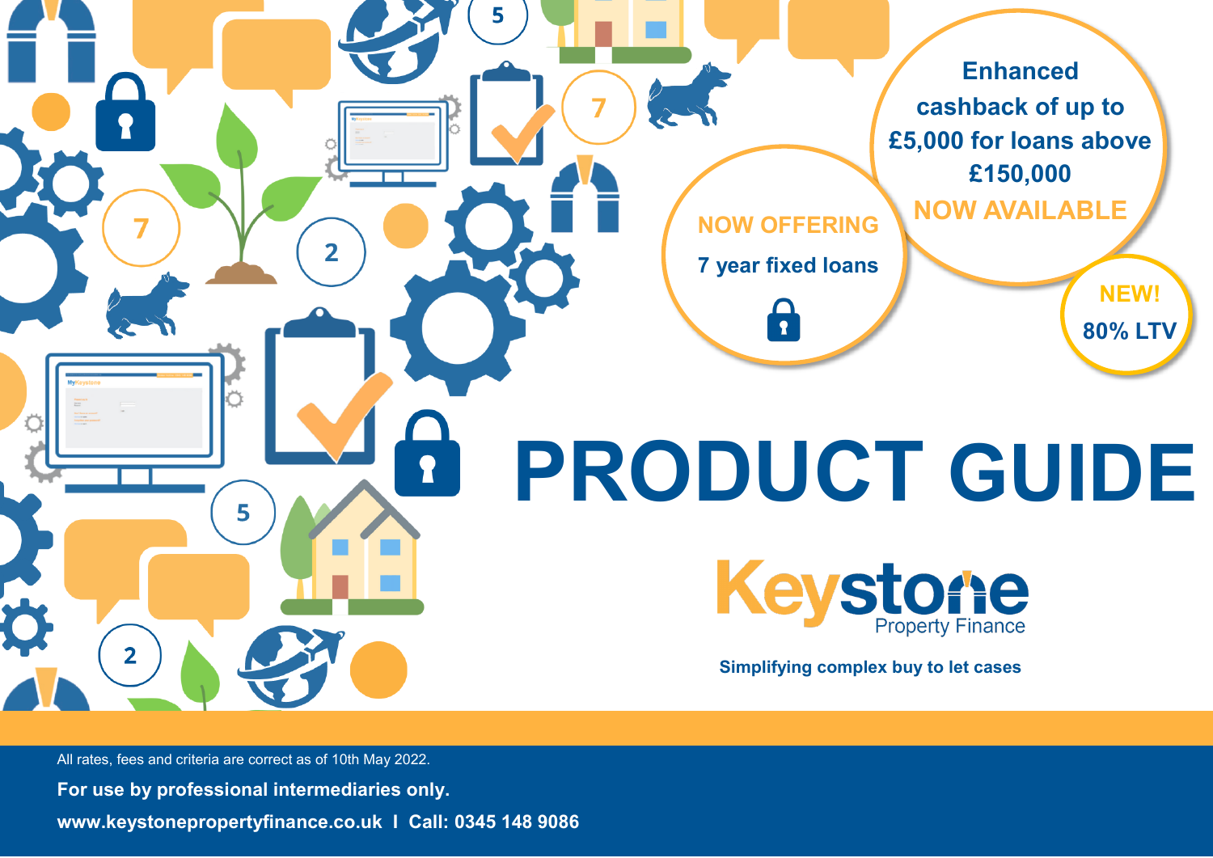**Enhanced cashback of up to £5,000 for loans above £150,000**

**NOW AVAILABLE**

**NOW OFFERING**

**7 year fixed loans**

**NEW!**

**80% LTV**

# PRODUCT GUIDE

**Keystone** Property Finance

**Simplifying complex buy to let cases**

All rates, fees and criteria are correct as of 10th May 2022.

**For use by professional intermediaries only.**

**www.keystonepropertyfinance.co.uk I Call: 0345 148 9086**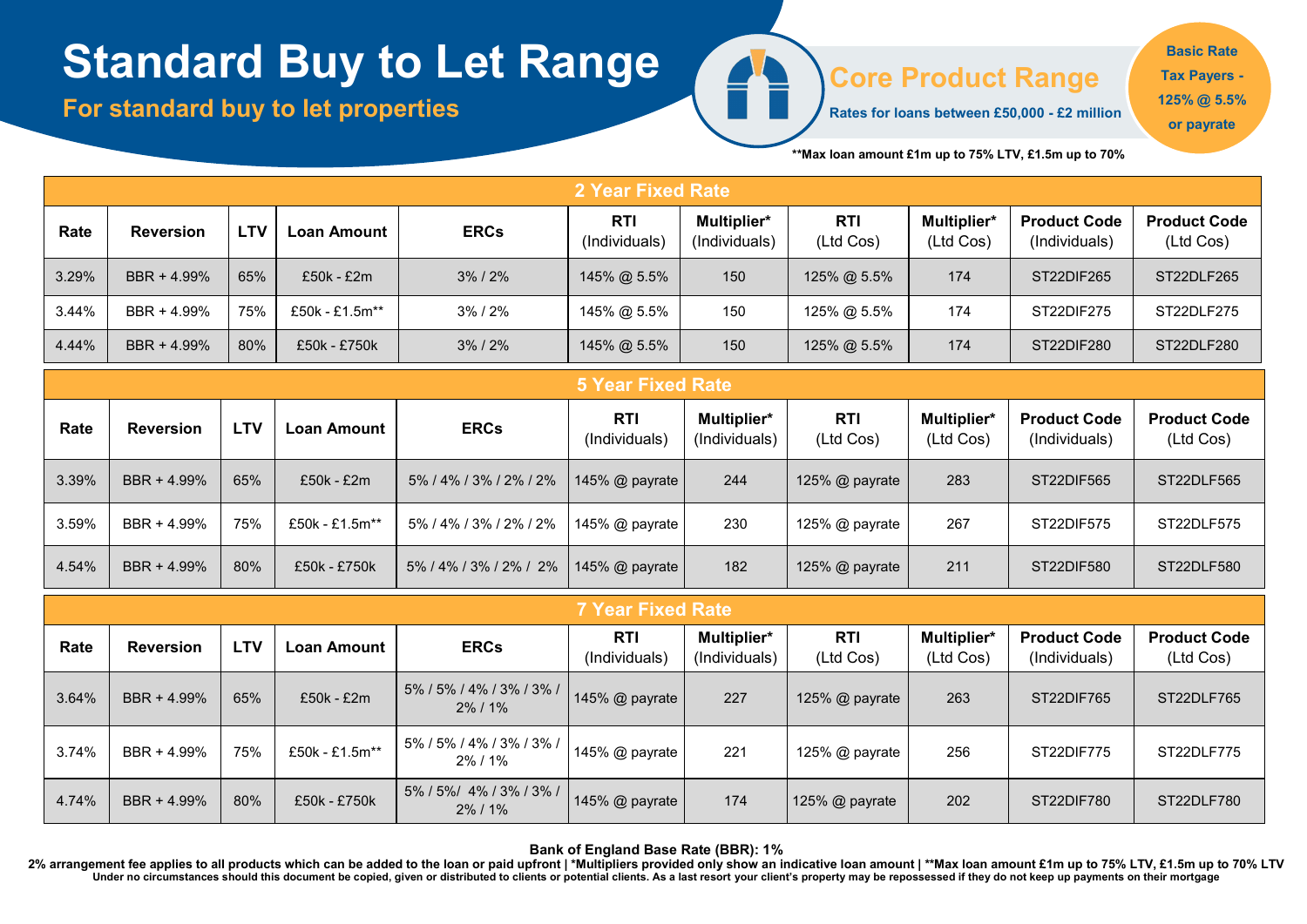# Standard Buy to Let Range

**For standard buy to let properties**

## Core Product Range

**Rates for loans between £50,000 - £2 million**

**Basic Rate Tax Payers - 125% @ 5.5% or payrate**

**\*\*Max loan amount £1m up to 75% LTV, £1.5m up to 70%**

| 2 Year Fixed Rate | | | | | | | | | | |
|---|---|---|---|---|---|---|---|---|---|---|
| **Rate** | **Reversion** | **LTV** | **Loan Amount** | **ERCs** | **RTI** (Individuals) | **Multiplier*** (Individuals) | **RTI** (Ltd Cos) | **Multiplier*** (Ltd Cos) | **Product Code** (Individuals) | **Product Code** (Ltd Cos) |
| 3.29% | BBR + 4.99% | 65% | £50k - £2m | 3% / 2% | 145% @ 5.5% | 150 | 125% @ 5.5% | 174 | ST22DIF265 | ST22DLF265 |
| 3.44% | BBR + 4.99% | 75% | £50k - £1.5m** | 3% / 2% | 145% @ 5.5% | 150 | 125% @ 5.5% | 174 | ST22DIF275 | ST22DLF275 |
| 4.44% | BBR + 4.99% | 80% | £50k - £750k | 3% / 2% | 145% @ 5.5% | 150 | 125% @ 5.5% | 174 | ST22DIF280 | ST22DLF280 |

| 5 Year Fixed Rate | | | | | | | | | | |
|---|---|---|---|---|---|---|---|---|---|---|
| **Rate** | **Reversion** | **LTV** | **Loan Amount** | **ERCs** | **RTI** (Individuals) | **Multiplier*** (Individuals) | **RTI** (Ltd Cos) | **Multiplier*** (Ltd Cos) | **Product Code** (Individuals) | **Product Code** (Ltd Cos) |
| 3.39% | BBR + 4.99% | 65% | £50k - £2m | 5% / 4% / 3% / 2% / 2% | 145% @ payrate | 244 | 125% @ payrate | 283 | ST22DIF565 | ST22DLF565 |
| 3.59% | BBR + 4.99% | 75% | £50k - £1.5m** | 5% / 4% / 3% / 2% / 2% | 145% @ payrate | 230 | 125% @ payrate | 267 | ST22DIF575 | ST22DLF575 |
| 4.54% | BBR + 4.99% | 80% | £50k - £750k | 5% / 4% / 3% / 2% / 2% | 145% @ payrate | 182 | 125% @ payrate | 211 | ST22DIF580 | ST22DLF580 |

| 7 Year Fixed Rate | | | | | | | | | | |
|---|---|---|---|---|---|---|---|---|---|---|
| **Rate** | **Reversion** | **LTV** | **Loan Amount** | **ERCs** | **RTI** (Individuals) | **Multiplier*** (Individuals) | **RTI** (Ltd Cos) | **Multiplier*** (Ltd Cos) | **Product Code** (Individuals) | **Product Code** (Ltd Cos) |
| 3.64% | BBR + 4.99% | 65% | £50k - £2m | 5% / 5% / 4% / 3% / 3% / 2% / 1% | 145% @ payrate | 227 | 125% @ payrate | 263 | ST22DIF765 | ST22DLF765 |
| 3.74% | BBR + 4.99% | 75% | £50k - £1.5m** | 5% / 5% / 4% / 3% / 3% / 2% / 1% | 145% @ payrate | 221 | 125% @ payrate | 256 | ST22DIF775 | ST22DLF775 |
| 4.74% | BBR + 4.99% | 80% | £50k - £750k | 5% / 5%/ 4% / 3% / 3% / 2% / 1% | 145% @ payrate | 174 | 125% @ payrate | 202 | ST22DIF780 | ST22DLF780 |

**Bank of England Base Rate (BBR): 1%**

**2% arrangement fee applies to all products which can be added to the loan or paid upfront | \*Multipliers provided only show an indicative loan amount | \*\*Max loan amount £1m up to 75% LTV, £1.5m up to 70% LTV**

**Under no circumstances should this document be copied, given or distributed to clients or potential clients. As a last resort your client's property may be repossessed if they do not keep up payments on their mortgage**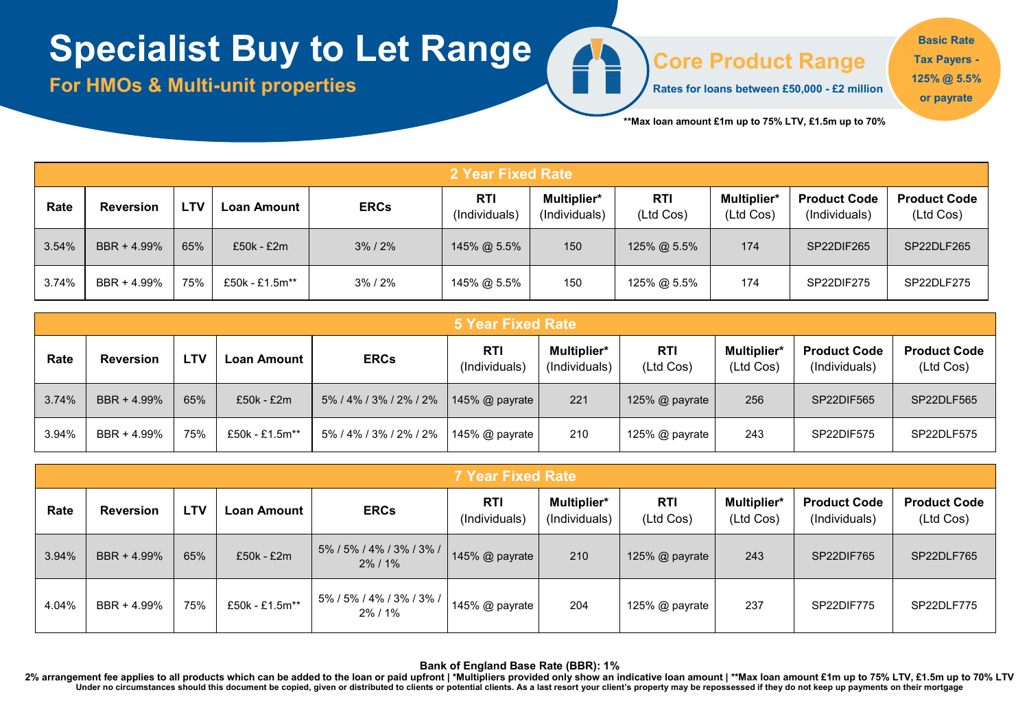# Specialist Buy to Let Range

## For HMOs & Multi-unit properties

**Core Product Range**

**Rates for loans between £50,000 - £2 million**

**Basic Rate Tax Payers - 125% @ 5.5% or payrate**

****Max loan amount £1m up to 75% LTV, £1.5m up to 70%**

| 2 Year Fixed Rate | | | | | | | | | | |
|---|---|---|---|---|---|---|---|---|---|---|
| **Rate** | **Reversion** | **LTV** | **Loan Amount** | **ERCs** | **RTI** (Individuals) | **Multiplier*** (Individuals) | **RTI** (Ltd Cos) | **Multiplier*** (Ltd Cos) | **Product Code** (Individuals) | **Product Code** (Ltd Cos) |
| 3.54% | BBR + 4.99% | 65% | £50k - £2m | 3% / 2% | 145% @ 5.5% | 150 | 125% @ 5.5% | 174 | SP22DIF265 | SP22DLF265 |
| 3.74% | BBR + 4.99% | 75% | £50k - £1.5m** | 3% / 2% | 145% @ 5.5% | 150 | 125% @ 5.5% | 174 | SP22DIF275 | SP22DLF275 |

| 5 Year Fixed Rate | | | | | | | | | | |
|---|---|---|---|---|---|---|---|---|---|---|
| **Rate** | **Reversion** | **LTV** | **Loan Amount** | **ERCs** | **RTI** (Individuals) | **Multiplier*** (Individuals) | **RTI** (Ltd Cos) | **Multiplier*** (Ltd Cos) | **Product Code** (Individuals) | **Product Code** (Ltd Cos) |
| 3.74% | BBR + 4.99% | 65% | £50k - £2m | 5% / 4% / 3% / 2% / 2% | 145% @ payrate | 221 | 125% @ payrate | 256 | SP22DIF565 | SP22DLF565 |
| 3.94% | BBR + 4.99% | 75% | £50k - £1.5m** | 5% / 4% / 3% / 2% / 2% | 145% @ payrate | 210 | 125% @ payrate | 243 | SP22DIF575 | SP22DLF575 |

| 7 Year Fixed Rate | | | | | | | | | | |
|---|---|---|---|---|---|---|---|---|---|---|
| **Rate** | **Reversion** | **LTV** | **Loan Amount** | **ERCs** | **RTI** (Individuals) | **Multiplier*** (Individuals) | **RTI** (Ltd Cos) | **Multiplier*** (Ltd Cos) | **Product Code** (Individuals) | **Product Code** (Ltd Cos) |
| 3.94% | BBR + 4.99% | 65% | £50k - £2m | 5% / 5% / 4% / 3% / 3% / 2% / 1% | 145% @ payrate | 210 | 125% @ payrate | 243 | SP22DIF765 | SP22DLF765 |
| 4.04% | BBR + 4.99% | 75% | £50k - £1.5m** | 5% / 5% / 4% / 3% / 3% / 2% / 1% | 145% @ payrate | 204 | 125% @ payrate | 237 | SP22DIF775 | SP22DLF775 |

**Bank of England Base Rate (BBR): 1%**

**2% arrangement fee applies to all products which can be added to the loan or paid upfront | *Multipliers provided only show an indicative loan amount | **Max loan amount £1m up to 75% LTV, £1.5m up to 70% LTV**

**Under no circumstances should this document be copied, given or distributed to clients or potential clients. As a last resort your client's property may be repossessed if they do not keep up payments on their mortgage**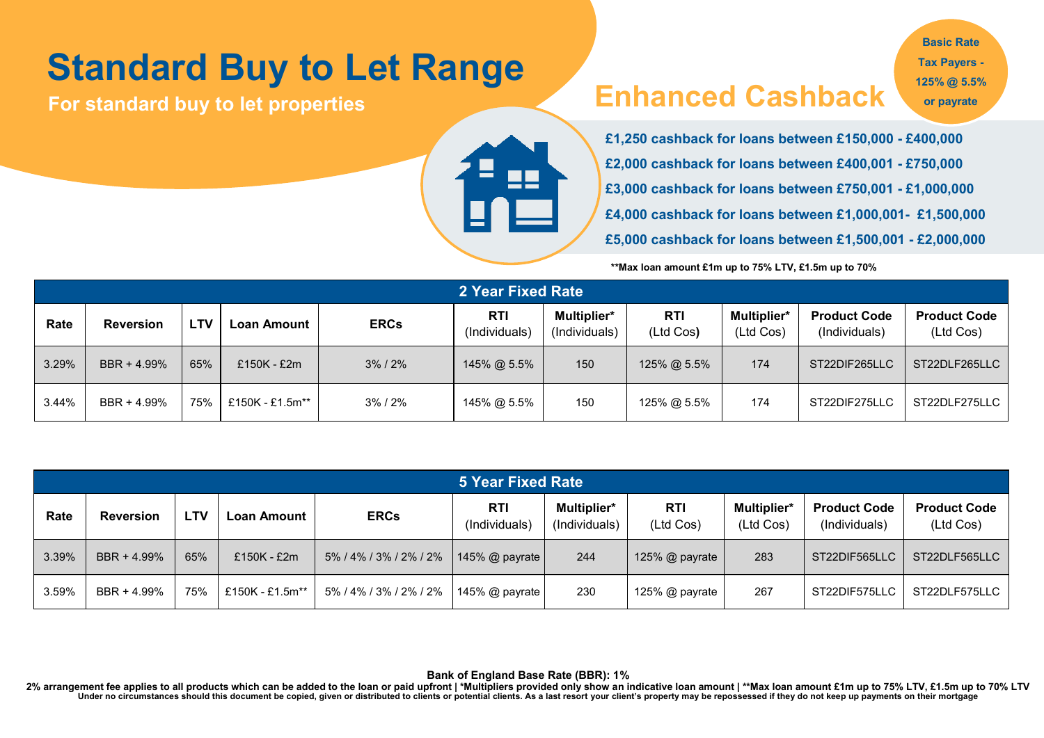# Standard Buy to Let Range

**For standard buy to let properties**

## Enhanced Cashback

**Basic Rate Tax Payers - 125% @ 5.5% or payrate**

**£1,250 cashback for loans between £150,000 - £400,000**
**£2,000 cashback for loans between £400,001 - £750,000**
**£3,000 cashback for loans between £750,001 - £1,000,000**
**£4,000 cashback for loans between £1,000,001- £1,500,000**
**£5,000 cashback for loans between £1,500,001 - £2,000,000**

**Max loan amount £1m up to 75% LTV, £1.5m up to 70%

### 2 Year Fixed Rate

| Rate | Reversion | LTV | Loan Amount | ERCs | RTI (Individuals) | Multiplier* (Individuals) | RTI (Ltd Cos) | Multiplier* (Ltd Cos) | Product Code (Individuals) | Product Code (Ltd Cos) |
|---|---|---|---|---|---|---|---|---|---|---|
| 3.29% | BBR + 4.99% | 65% | £150K - £2m | 3% / 2% | 145% @ 5.5% | 150 | 125% @ 5.5% | 174 | ST22DIF265LLC | ST22DLF265LLC |
| 3.44% | BBR + 4.99% | 75% | £150K - £1.5m** | 3% / 2% | 145% @ 5.5% | 150 | 125% @ 5.5% | 174 | ST22DIF275LLC | ST22DLF275LLC |

### 5 Year Fixed Rate

| Rate | Reversion | LTV | Loan Amount | ERCs | RTI (Individuals) | Multiplier* (Individuals) | RTI (Ltd Cos) | Multiplier* (Ltd Cos) | Product Code (Individuals) | Product Code (Ltd Cos) |
|---|---|---|---|---|---|---|---|---|---|---|
| 3.39% | BBR + 4.99% | 65% | £150K - £2m | 5% / 4% / 3% / 2% / 2% | 145% @ payrate | 244 | 125% @ payrate | 283 | ST22DIF565LLC | ST22DLF565LLC |
| 3.59% | BBR + 4.99% | 75% | £150K - £1.5m** | 5% / 4% / 3% / 2% / 2% | 145% @ payrate | 230 | 125% @ payrate | 267 | ST22DIF575LLC | ST22DLF575LLC |

**Bank of England Base Rate (BBR): 1%**

**2% arrangement fee applies to all products which can be added to the loan or paid upfront | *Multipliers provided only show an indicative loan amount | **Max loan amount £1m up to 75% LTV, £1.5m up to 70% LTV**

**Under no circumstances should this document be copied, given or distributed to clients or potential clients. As a last resort your client's property may be repossessed if they do not keep up payments on their mortgage**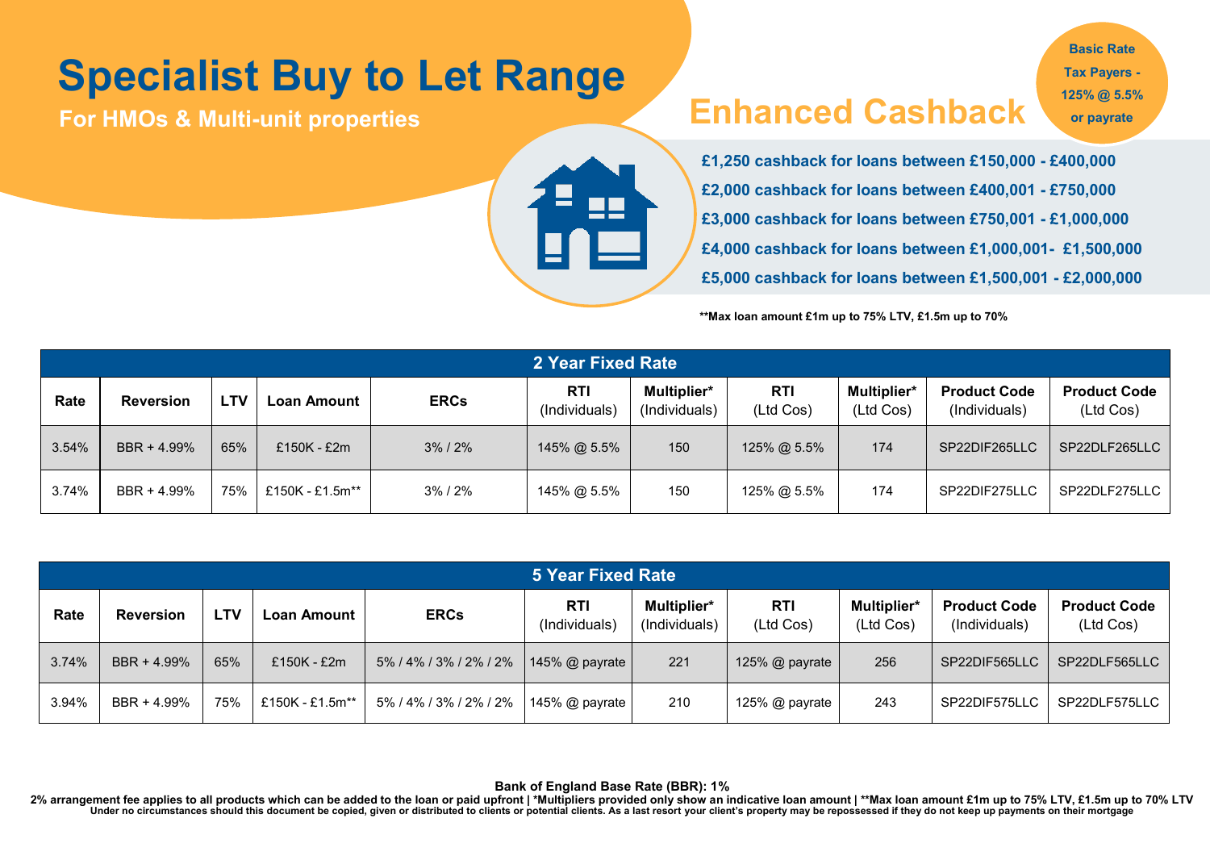# Specialist Buy to Let Range

**For HMOs & Multi-unit properties**

## Enhanced Cashback

**Basic Rate Tax Payers - 125% @ 5.5% or payrate**

**£1,250 cashback for loans between £150,000 - £400,000**
**£2,000 cashback for loans between £400,001 - £750,000**
**£3,000 cashback for loans between £750,001 - £1,000,000**
**£4,000 cashback for loans between £1,000,001- £1,500,000**
**£5,000 cashback for loans between £1,500,001 - £2,000,000**

**\*\*Max loan amount £1m up to 75% LTV, £1.5m up to 70%**

### 2 Year Fixed Rate

| Rate | Reversion | LTV | Loan Amount | ERCs | RTI (Individuals) | Multiplier* (Individuals) | RTI (Ltd Cos) | Multiplier* (Ltd Cos) | Product Code (Individuals) | Product Code (Ltd Cos) |
|---|---|---|---|---|---|---|---|---|---|---|
| 3.54% | BBR + 4.99% | 65% | £150K - £2m | 3% / 2% | 145% @ 5.5% | 150 | 125% @ 5.5% | 174 | SP22DIF265LLC | SP22DLF265LLC |
| 3.74% | BBR + 4.99% | 75% | £150K - £1.5m** | 3% / 2% | 145% @ 5.5% | 150 | 125% @ 5.5% | 174 | SP22DIF275LLC | SP22DLF275LLC |

### 5 Year Fixed Rate

| Rate | Reversion | LTV | Loan Amount | ERCs | RTI (Individuals) | Multiplier* (Individuals) | RTI (Ltd Cos) | Multiplier* (Ltd Cos) | Product Code (Individuals) | Product Code (Ltd Cos) |
|---|---|---|---|---|---|---|---|---|---|---|
| 3.74% | BBR + 4.99% | 65% | £150K - £2m | 5% / 4% / 3% / 2% / 2% | 145% @ payrate | 221 | 125% @ payrate | 256 | SP22DIF565LLC | SP22DLF565LLC |
| 3.94% | BBR + 4.99% | 75% | £150K - £1.5m** | 5% / 4% / 3% / 2% / 2% | 145% @ payrate | 210 | 125% @ payrate | 243 | SP22DIF575LLC | SP22DLF575LLC |

**Bank of England Base Rate (BBR): 1%**

**2% arrangement fee applies to all products which can be added to the loan or paid upfront | *Multipliers provided only show an indicative loan amount | \*\*Max loan amount £1m up to 75% LTV, £1.5m up to 70% LTV**

**Under no circumstances should this document be copied, given or distributed to clients or potential clients. As a last resort your client's property may be repossessed if they do not keep up payments on their mortgage**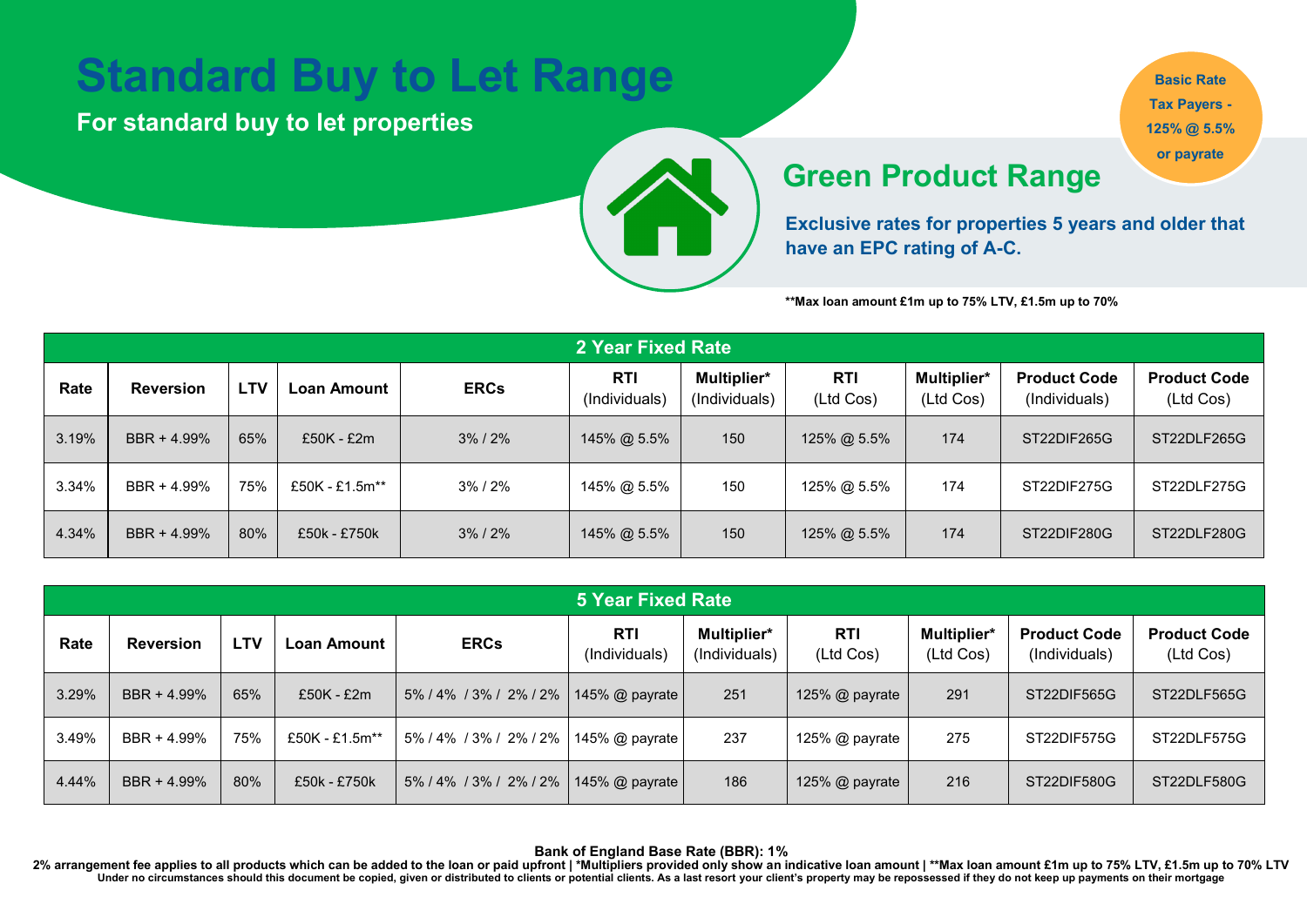# Standard Buy to Let Range

**For standard buy to let properties**

**Basic Rate Tax Payers - 125% @ 5.5% or payrate**

## Green Product Range

**Exclusive rates for properties 5 years and older that have an EPC rating of A-C.**

**\*\*Max loan amount £1m up to 75% LTV, £1.5m up to 70%**

| 2 Year Fixed Rate | | | | | | | | | | |
|---|---|---|---|---|---|---|---|---|---|---|
| **Rate** | **Reversion** | **LTV** | **Loan Amount** | **ERCs** | **RTI** (Individuals) | **Multiplier*** (Individuals) | **RTI** (Ltd Cos) | **Multiplier*** (Ltd Cos) | **Product Code** (Individuals) | **Product Code** (Ltd Cos) |
| 3.19% | BBR + 4.99% | 65% | £50K - £2m | 3% / 2% | 145% @ 5.5% | 150 | 125% @ 5.5% | 174 | ST22DIF265G | ST22DLF265G |
| 3.34% | BBR + 4.99% | 75% | £50K - £1.5m** | 3% / 2% | 145% @ 5.5% | 150 | 125% @ 5.5% | 174 | ST22DIF275G | ST22DLF275G |
| 4.34% | BBR + 4.99% | 80% | £50k - £750k | 3% / 2% | 145% @ 5.5% | 150 | 125% @ 5.5% | 174 | ST22DIF280G | ST22DLF280G |

| 5 Year Fixed Rate | | | | | | | | | | |
|---|---|---|---|---|---|---|---|---|---|---|
| **Rate** | **Reversion** | **LTV** | **Loan Amount** | **ERCs** | **RTI** (Individuals) | **Multiplier*** (Individuals) | **RTI** (Ltd Cos) | **Multiplier*** (Ltd Cos) | **Product Code** (Individuals) | **Product Code** (Ltd Cos) |
| 3.29% | BBR + 4.99% | 65% | £50K - £2m | 5% / 4% / 3% / 2% / 2% | 145% @ payrate | 251 | 125% @ payrate | 291 | ST22DIF565G | ST22DLF565G |
| 3.49% | BBR + 4.99% | 75% | £50K - £1.5m** | 5% / 4% / 3% / 2% / 2% | 145% @ payrate | 237 | 125% @ payrate | 275 | ST22DIF575G | ST22DLF575G |
| 4.44% | BBR + 4.99% | 80% | £50k - £750k | 5% / 4% / 3% / 2% / 2% | 145% @ payrate | 186 | 125% @ payrate | 216 | ST22DIF580G | ST22DLF580G |

**Bank of England Base Rate (BBR): 1%**

**2% arrangement fee applies to all products which can be added to the loan or paid upfront | *Multipliers provided only show an indicative loan amount | \*\*Max loan amount £1m up to 75% LTV, £1.5m up to 70% LTV**

**Under no circumstances should this document be copied, given or distributed to clients or potential clients. As a last resort your client's property may be repossessed if they do not keep up payments on their mortgage**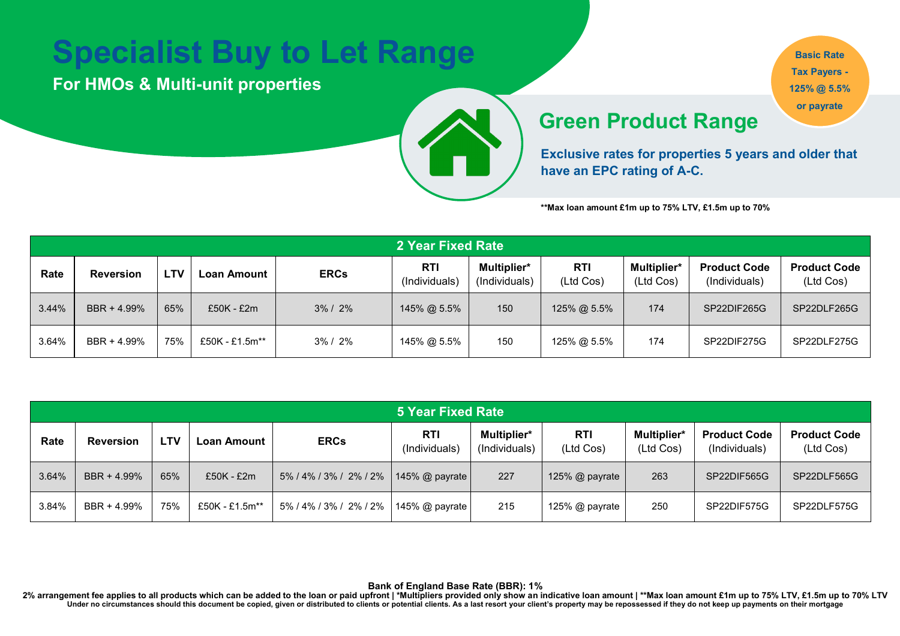# Specialist Buy to Let Range

**For HMOs & Multi-unit properties**

**Basic Rate Tax Payers - 125% @ 5.5% or payrate**

## Green Product Range

**Exclusive rates for properties 5 years and older that have an EPC rating of A-C.**

**\*\*Max loan amount £1m up to 75% LTV, £1.5m up to 70%**

| 2 Year Fixed Rate | | | | | | | | | | |
|---|---|---|---|---|---|---|---|---|---|---|
| **Rate** | **Reversion** | **LTV** | **Loan Amount** | **ERCs** | **RTI** (Individuals) | **Multiplier*** (Individuals) | **RTI** (Ltd Cos) | **Multiplier*** (Ltd Cos) | **Product Code** (Individuals) | **Product Code** (Ltd Cos) |
| 3.44% | BBR + 4.99% | 65% | £50K - £2m | 3% / 2% | 145% @ 5.5% | 150 | 125% @ 5.5% | 174 | SP22DIF265G | SP22DLF265G |
| 3.64% | BBR + 4.99% | 75% | £50K - £1.5m** | 3% / 2% | 145% @ 5.5% | 150 | 125% @ 5.5% | 174 | SP22DIF275G | SP22DLF275G |

| 5 Year Fixed Rate | | | | | | | | | | |
|---|---|---|---|---|---|---|---|---|---|---|
| **Rate** | **Reversion** | **LTV** | **Loan Amount** | **ERCs** | **RTI** (Individuals) | **Multiplier*** (Individuals) | **RTI** (Ltd Cos) | **Multiplier*** (Ltd Cos) | **Product Code** (Individuals) | **Product Code** (Ltd Cos) |
| 3.64% | BBR + 4.99% | 65% | £50K - £2m | 5% / 4% / 3% / 2% / 2% | 145% @ payrate | 227 | 125% @ payrate | 263 | SP22DIF565G | SP22DLF565G |
| 3.84% | BBR + 4.99% | 75% | £50K - £1.5m** | 5% / 4% / 3% / 2% / 2% | 145% @ payrate | 215 | 125% @ payrate | 250 | SP22DIF575G | SP22DLF575G |

**Bank of England Base Rate (BBR): 1%**

**2% arrangement fee applies to all products which can be added to the loan or paid upfront | *Multipliers provided only show an indicative loan amount | \*\*Max loan amount £1m up to 75% LTV, £1.5m up to 70% LTV**

**Under no circumstances should this document be copied, given or distributed to clients or potential clients. As a last resort your client's property may be repossessed if they do not keep up payments on their mortgage**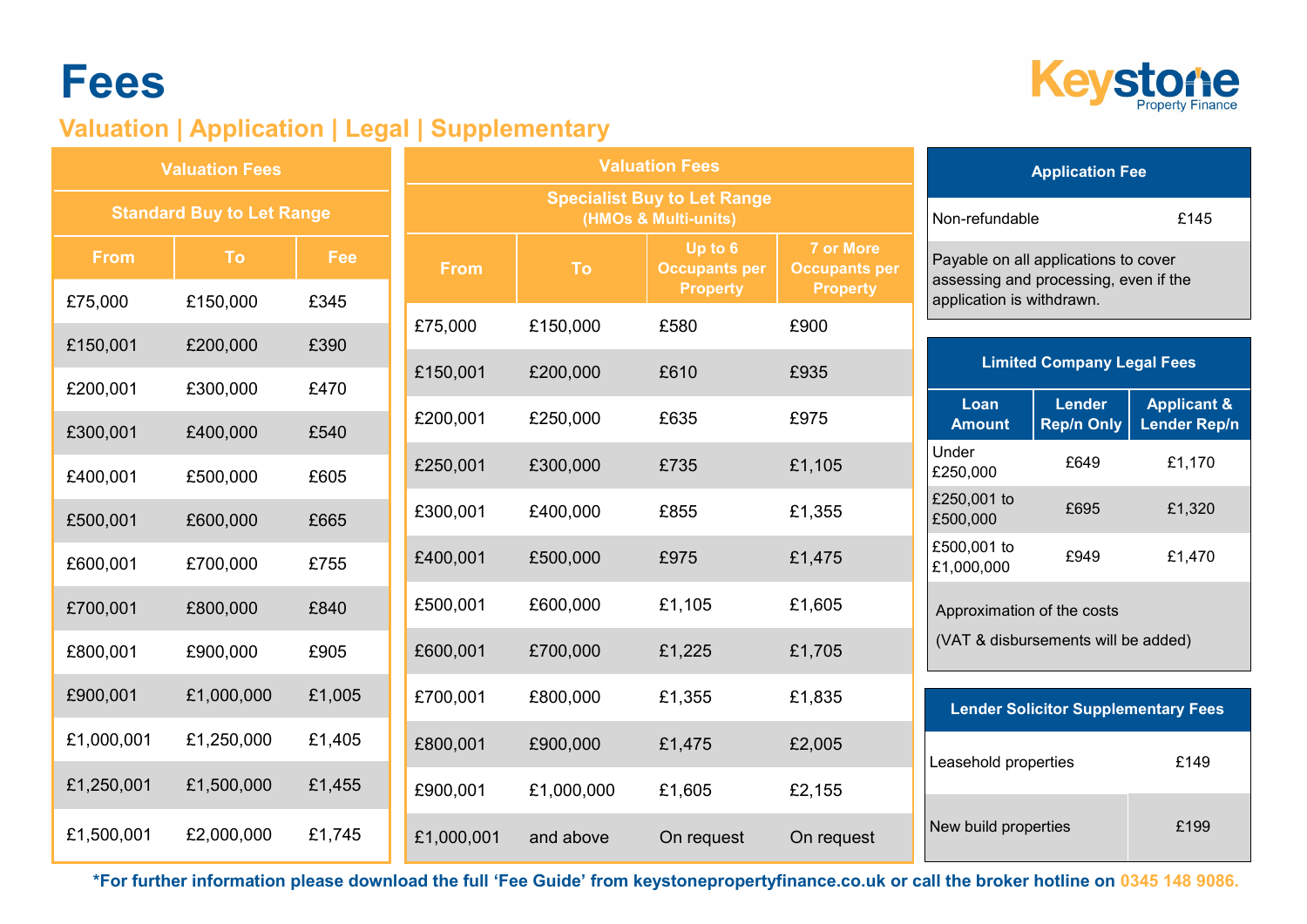# Fees

## Valuation | Application | Legal | Supplementary

Keystone Property Finance

| Valuation Fees | | |
|---|---|---|
| **Standard Buy to Let Range** | | |
| **From** | **To** | **Fee** |
| £75,000 | £150,000 | £345 |
| £150,001 | £200,000 | £390 |
| £200,001 | £300,000 | £470 |
| £300,001 | £400,000 | £540 |
| £400,001 | £500,000 | £605 |
| £500,001 | £600,000 | £665 |
| £600,001 | £700,000 | £755 |
| £700,001 | £800,000 | £840 |
| £800,001 | £900,000 | £905 |
| £900,001 | £1,000,000 | £1,005 |
| £1,000,001 | £1,250,000 | £1,405 |
| £1,250,001 | £1,500,000 | £1,455 |
| £1,500,001 | £2,000,000 | £1,745 |

| Valuation Fees | | | |
|---|---|---|---|
| **Specialist Buy to Let Range (HMOs & Multi-units)** | | | |
| **From** | **To** | **Up to 6 Occupants per Property** | **7 or More Occupants per Property** |
| £75,000 | £150,000 | £580 | £900 |
| £150,001 | £200,000 | £610 | £935 |
| £200,001 | £250,000 | £635 | £975 |
| £250,001 | £300,000 | £735 | £1,105 |
| £300,001 | £400,000 | £855 | £1,355 |
| £400,001 | £500,000 | £975 | £1,475 |
| £500,001 | £600,000 | £1,105 | £1,605 |
| £600,001 | £700,000 | £1,225 | £1,705 |
| £700,001 | £800,000 | £1,355 | £1,835 |
| £800,001 | £900,000 | £1,475 | £2,005 |
| £900,001 | £1,000,000 | £1,605 | £2,155 |
| £1,000,001 | and above | On request | On request |

| Application Fee | |
|---|---|
| Non-refundable | £145 |

Payable on all applications to cover assessing and processing, even if the application is withdrawn.

| Limited Company Legal Fees | | |
|---|---|---|
| **Loan Amount** | **Lender Rep/n Only** | **Applicant & Lender Rep/n** |
| Under £250,000 | £649 | £1,170 |
| £250,001 to £500,000 | £695 | £1,320 |
| £500,001 to £1,000,000 | £949 | £1,470 |

Approximation of the costs

(VAT & disbursements will be added)

| Lender Solicitor Supplementary Fees | |
|---|---|
| Leasehold properties | £149 |
| New build properties | £199 |

**\*For further information please download the full 'Fee Guide' from keystonepropertyfinance.co.uk or call the broker hotline on 0345 148 9086.**